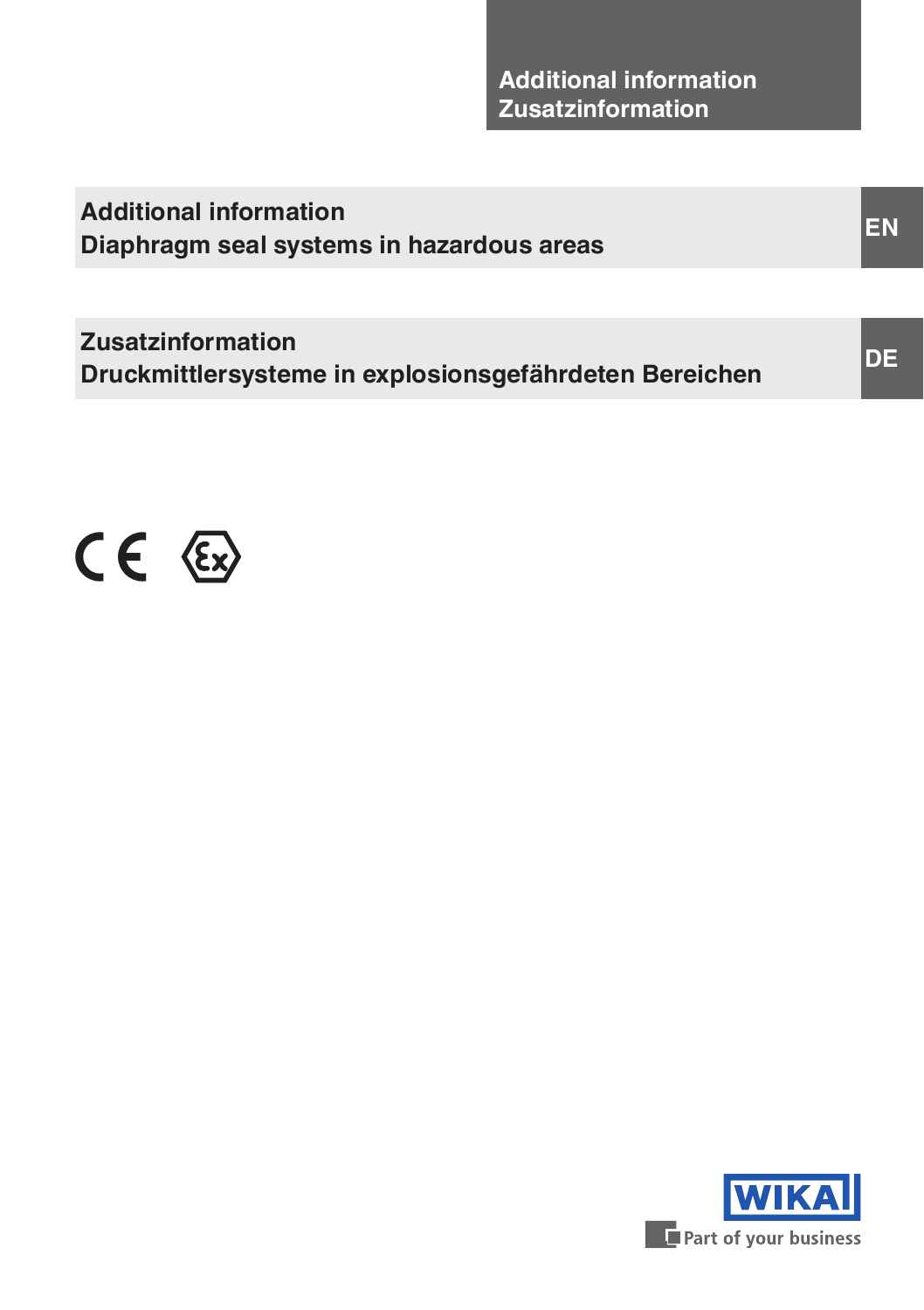Additional information
Zusatzinformation

# Additional information
# Diaphragm seal systems in hazardous areas

EN

# Zusatzinformation
# Druckmittlersysteme in explosionsgefährdeten Bereichen

DE

WIKA

Part of your business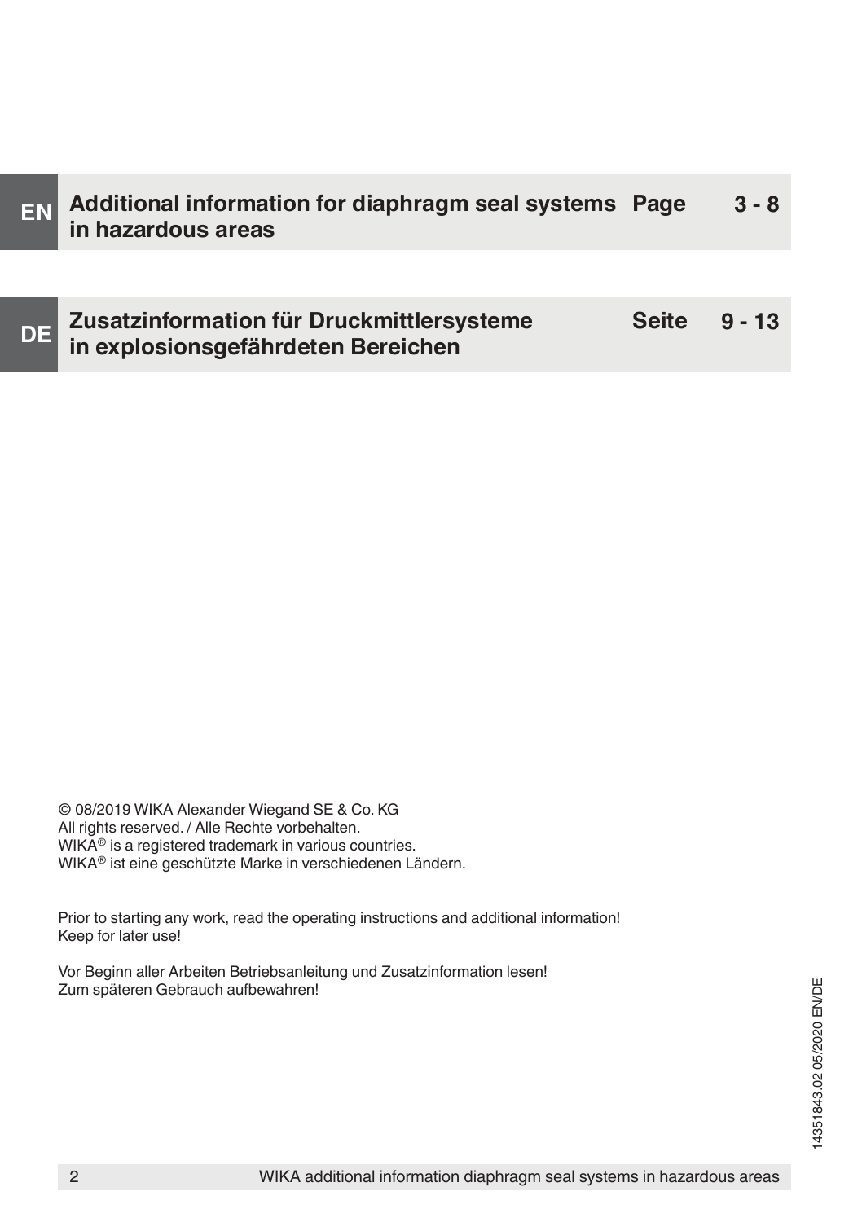| | | | |
|---|---|---|---|
| **EN** | **Additional information for diaphragm seal systems in hazardous areas** | **Page** | **3 - 8** |
| **DE** | **Zusatzinformation für Druckmittlersysteme in explosionsgefährdeten Bereichen** | **Seite** | **9 - 13** |

© 08/2019 WIKA Alexander Wiegand SE & Co. KG
All rights reserved. / Alle Rechte vorbehalten.
WIKA® is a registered trademark in various countries.
WIKA® ist eine geschützte Marke in verschiedenen Ländern.

Prior to starting any work, read the operating instructions and additional information!
Keep for later use!

Vor Beginn aller Arbeiten Betriebsanleitung und Zusatzinformation lesen!
Zum späteren Gebrauch aufbewahren!

14351843.02 05/2020 EN/DE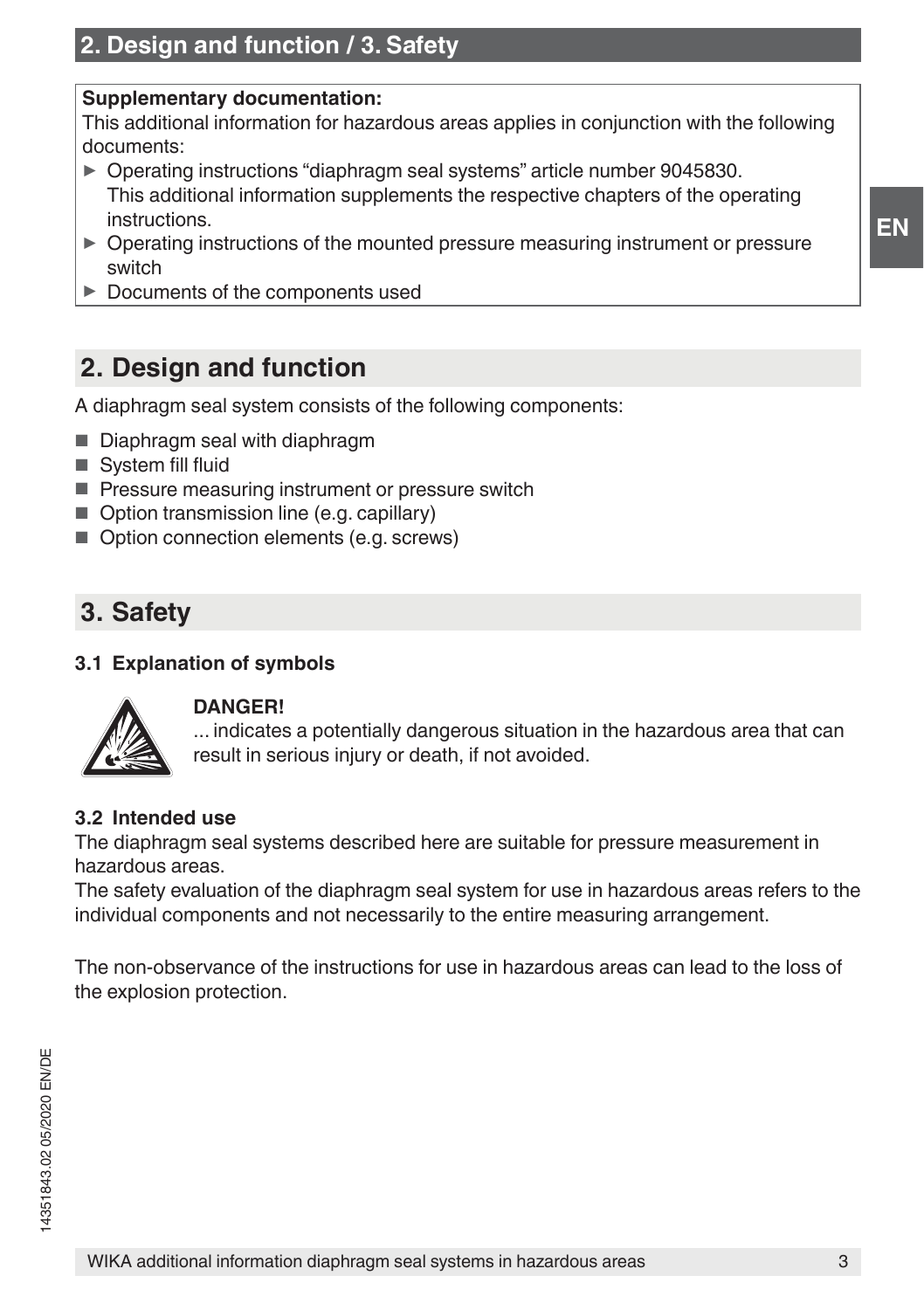**Supplementary documentation:**
This additional information for hazardous areas applies in conjunction with the following documents:

- Operating instructions “diaphragm seal systems” article number 9045830.
  This additional information supplements the respective chapters of the operating instructions.
- Operating instructions of the mounted pressure measuring instrument or pressure switch
- Documents of the components used

## 2. Design and function

A diaphragm seal system consists of the following components:

- Diaphragm seal with diaphragm
- System fill fluid
- Pressure measuring instrument or pressure switch
- Option transmission line (e.g. capillary)
- Option connection elements (e.g. screws)

## 3. Safety

### 3.1 Explanation of symbols

**DANGER!**
... indicates a potentially dangerous situation in the hazardous area that can result in serious injury or death, if not avoided.

### 3.2 Intended use

The diaphragm seal systems described here are suitable for pressure measurement in hazardous areas.
The safety evaluation of the diaphragm seal system for use in hazardous areas refers to the individual components and not necessarily to the entire measuring arrangement.

The non-observance of the instructions for use in hazardous areas can lead to the loss of the explosion protection.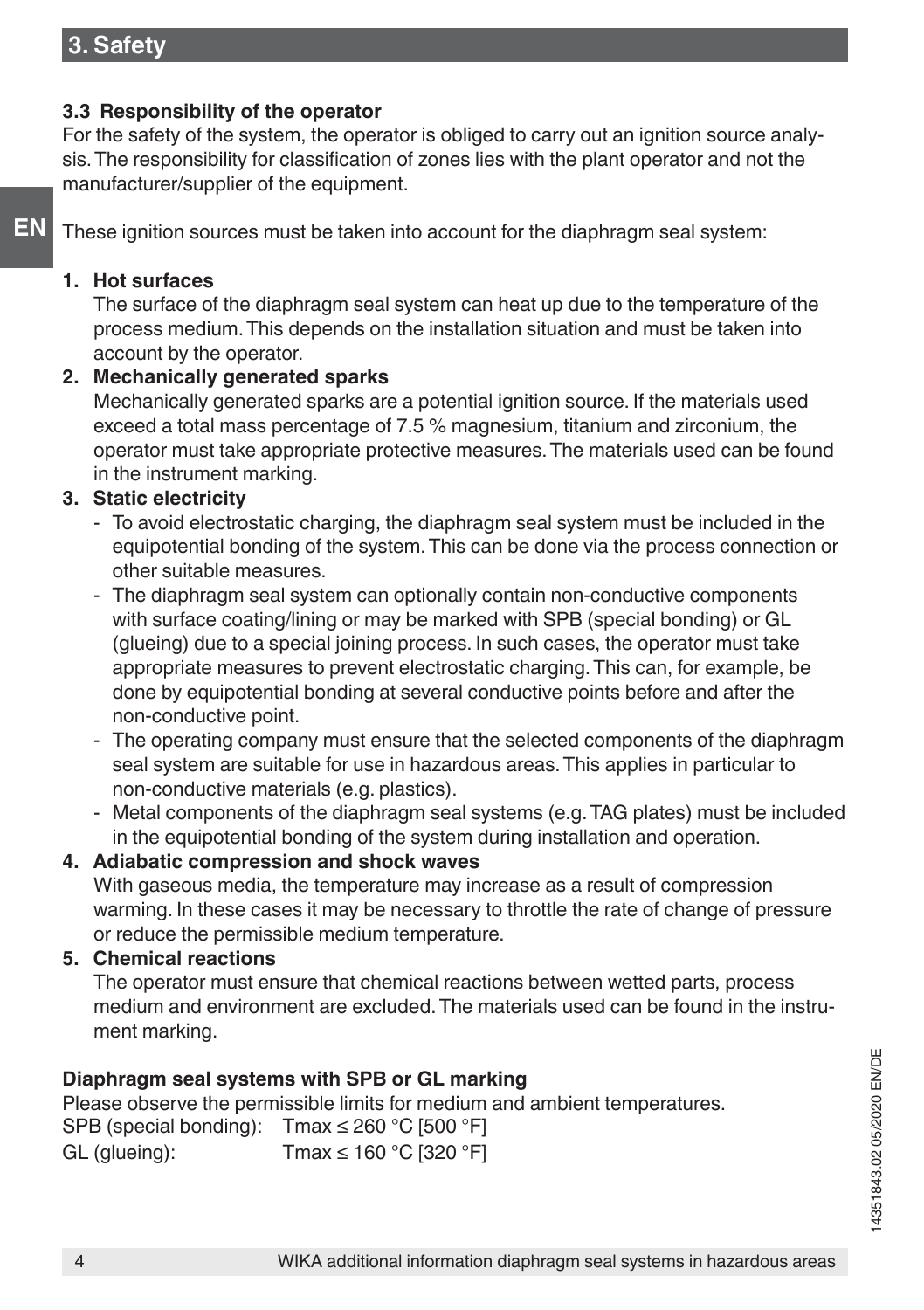## 3. Safety

### 3.3 Responsibility of the operator

For the safety of the system, the operator is obliged to carry out an ignition source analysis. The responsibility for classification of zones lies with the plant operator and not the manufacturer/supplier of the equipment.

These ignition sources must be taken into account for the diaphragm seal system:

1. **Hot surfaces**
   The surface of the diaphragm seal system can heat up due to the temperature of the process medium. This depends on the installation situation and must be taken into account by the operator.
2. **Mechanically generated sparks**
   Mechanically generated sparks are a potential ignition source. If the materials used exceed a total mass percentage of 7.5 % magnesium, titanium and zirconium, the operator must take appropriate protective measures. The materials used can be found in the instrument marking.
3. **Static electricity**
   - To avoid electrostatic charging, the diaphragm seal system must be included in the equipotential bonding of the system. This can be done via the process connection or other suitable measures.
   - The diaphragm seal system can optionally contain non-conductive components with surface coating/lining or may be marked with SPB (special bonding) or GL (glueing) due to a special joining process. In such cases, the operator must take appropriate measures to prevent electrostatic charging. This can, for example, be done by equipotential bonding at several conductive points before and after the non-conductive point.
   - The operating company must ensure that the selected components of the diaphragm seal system are suitable for use in hazardous areas. This applies in particular to non-conductive materials (e.g. plastics).
   - Metal components of the diaphragm seal systems (e.g. TAG plates) must be included in the equipotential bonding of the system during installation and operation.
4. **Adiabatic compression and shock waves**
   With gaseous media, the temperature may increase as a result of compression warming. In these cases it may be necessary to throttle the rate of change of pressure or reduce the permissible medium temperature.
5. **Chemical reactions**
   The operator must ensure that chemical reactions between wetted parts, process medium and environment are excluded. The materials used can be found in the instrument marking.

**Diaphragm seal systems with SPB or GL marking**

Please observe the permissible limits for medium and ambient temperatures.

SPB (special bonding): Tmax ≤ 260 °C [500 °F]
GL (glueing): Tmax ≤ 160 °C [320 °F]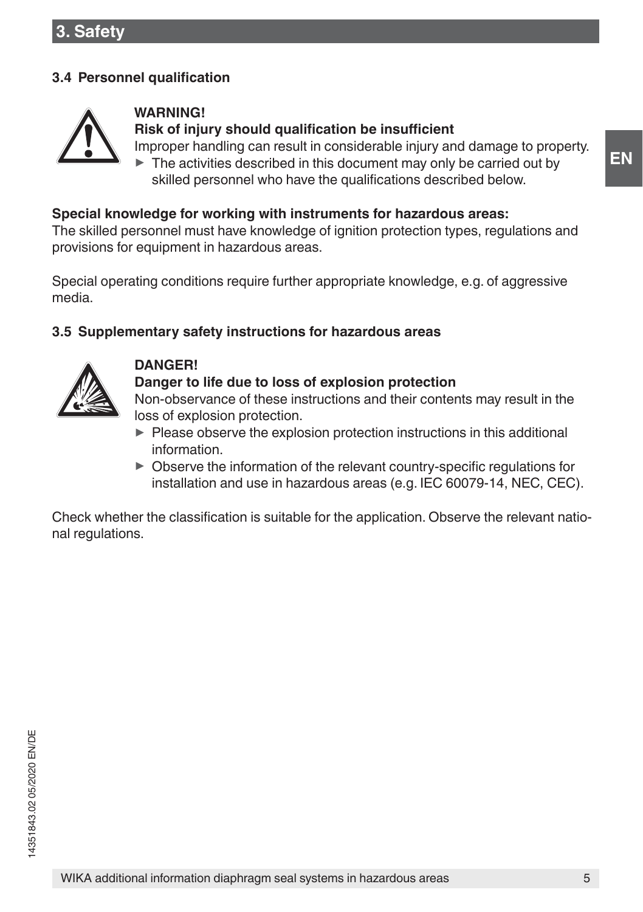# 3. Safety

### 3.4 Personnel qualification

**WARNING!**
**Risk of injury should qualification be insufficient**
Improper handling can result in considerable injury and damage to property.
- ► The activities described in this document may only be carried out by skilled personnel who have the qualifications described below.

**Special knowledge for working with instruments for hazardous areas:**
The skilled personnel must have knowledge of ignition protection types, regulations and provisions for equipment in hazardous areas.

Special operating conditions require further appropriate knowledge, e.g. of aggressive media.

### 3.5 Supplementary safety instructions for hazardous areas

**DANGER!**
**Danger to life due to loss of explosion protection**
Non-observance of these instructions and their contents may result in the loss of explosion protection.
- ► Please observe the explosion protection instructions in this additional information.
- ► Observe the information of the relevant country-specific regulations for installation and use in hazardous areas (e.g. IEC 60079-14, NEC, CEC).

Check whether the classification is suitable for the application. Observe the relevant national regulations.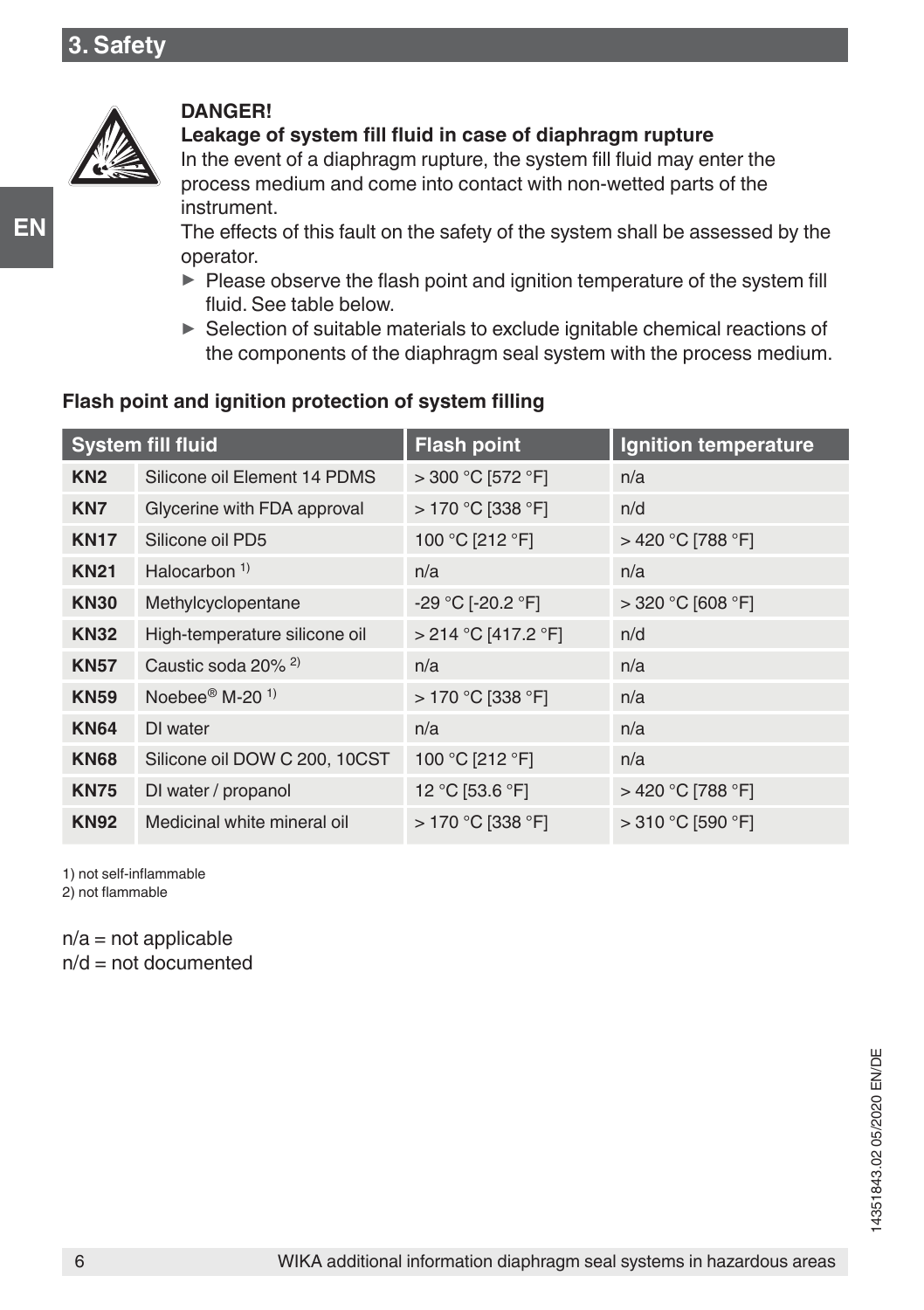## 3. Safety

**DANGER!**
**Leakage of system fill fluid in case of diaphragm rupture**
In the event of a diaphragm rupture, the system fill fluid may enter the process medium and come into contact with non-wetted parts of the instrument.
The effects of this fault on the safety of the system shall be assessed by the operator.

- ▶ Please observe the flash point and ignition temperature of the system fill fluid. See table below.
- ▶ Selection of suitable materials to exclude ignitable chemical reactions of the components of the diaphragm seal system with the process medium.

**Flash point and ignition protection of system filling**

| System fill fluid | | Flash point | Ignition temperature |
|---|---|---|---|
| **KN2** | Silicone oil Element 14 PDMS | > 300 °C [572 °F] | n/a |
| **KN7** | Glycerine with FDA approval | > 170 °C [338 °F] | n/d |
| **KN17** | Silicone oil PD5 | 100 °C [212 °F] | > 420 °C [788 °F] |
| **KN21** | Halocarbon [1)] | n/a | n/a |
| **KN30** | Methylcyclopentane | -29 °C [-20.2 °F] | > 320 °C [608 °F] |
| **KN32** | High-temperature silicone oil | > 214 °C [417.2 °F] | n/d |
| **KN57** | Caustic soda 20% [2)] | n/a | n/a |
| **KN59** | Noebee® M-20 [1)] | > 170 °C [338 °F] | n/a |
| **KN64** | DI water | n/a | n/a |
| **KN68** | Silicone oil DOW C 200, 10CST | 100 °C [212 °F] | n/a |
| **KN75** | DI water / propanol | 12 °C [53.6 °F] | > 420 °C [788 °F] |
| **KN92** | Medicinal white mineral oil | > 170 °C [338 °F] | > 310 °C [590 °F] |

1) not self-inflammable
2) not flammable

n/a = not applicable
n/d = not documented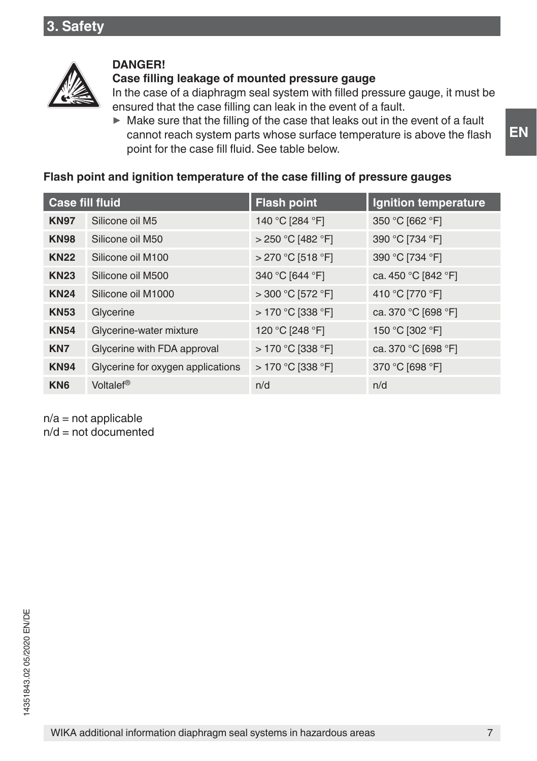## 3. Safety

**DANGER!**
**Case filling leakage of mounted pressure gauge**
In the case of a diaphragm seal system with filled pressure gauge, it must be ensured that the case filling can leak in the event of a fault.

► Make sure that the filling of the case that leaks out in the event of a fault cannot reach system parts whose surface temperature is above the flash point for the case fill fluid. See table below.

**Flash point and ignition temperature of the case filling of pressure gauges**

| Case fill fluid | | Flash point | Ignition temperature |
|---|---|---|---|
| **KN97** | Silicone oil M5 | 140 °C [284 °F] | 350 °C [662 °F] |
| **KN98** | Silicone oil M50 | > 250 °C [482 °F] | 390 °C [734 °F] |
| **KN22** | Silicone oil M100 | > 270 °C [518 °F] | 390 °C [734 °F] |
| **KN23** | Silicone oil M500 | 340 °C [644 °F] | ca. 450 °C [842 °F] |
| **KN24** | Silicone oil M1000 | > 300 °C [572 °F] | 410 °C [770 °F] |
| **KN53** | Glycerine | > 170 °C [338 °F] | ca. 370 °C [698 °F] |
| **KN54** | Glycerine-water mixture | 120 °C [248 °F] | 150 °C [302 °F] |
| **KN7** | Glycerine with FDA approval | > 170 °C [338 °F] | ca. 370 °C [698 °F] |
| **KN94** | Glycerine for oxygen applications | > 170 °C [338 °F] | 370 °C [698 °F] |
| **KN6** | Voltalef® | n/d | n/d |

n/a = not applicable
n/d = not documented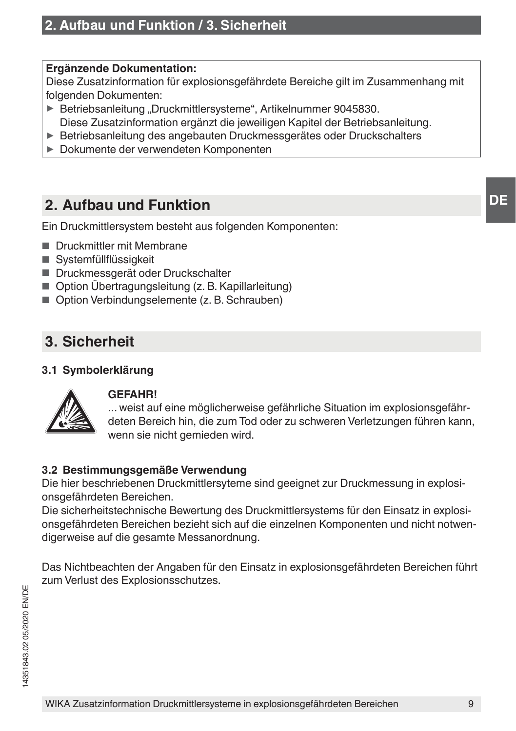**Ergänzende Dokumentation:**
Diese Zusatzinformation für explosionsgefährdete Bereiche gilt im Zusammenhang mit folgenden Dokumenten:

- Betriebsanleitung „Druckmittlersysteme“, Artikelnummer 9045830.
  Diese Zusatzinformation ergänzt die jeweiligen Kapitel der Betriebsanleitung.
- Betriebsanleitung des angebauten Druckmessgerätes oder Druckschalters
- Dokumente der verwendeten Komponenten

## 2. Aufbau und Funktion

Ein Druckmittlersystem besteht aus folgenden Komponenten:

- Druckmittler mit Membrane
- Systemfüllflüssigkeit
- Druckmessgerät oder Druckschalter
- Option Übertragungsleitung (z. B. Kapillarleitung)
- Option Verbindungselemente (z. B. Schrauben)

## 3. Sicherheit

### 3.1 Symbolerklärung

**GEFAHR!**
... weist auf eine möglicherweise gefährliche Situation im explosionsgefährdeten Bereich hin, die zum Tod oder zu schweren Verletzungen führen kann, wenn sie nicht gemieden wird.

### 3.2 Bestimmungsgemäße Verwendung

Die hier beschriebenen Druckmittlersyteme sind geeignet zur Druckmessung in explosionsgefährdeten Bereichen.
Die sicherheitstechnische Bewertung des Druckmittlersystems für den Einsatz in explosionsgefährdeten Bereichen bezieht sich auf die einzelnen Komponenten und nicht notwendigerweise auf die gesamte Messanordnung.

Das Nichtbeachten der Angaben für den Einsatz in explosionsgefährdeten Bereichen führt zum Verlust des Explosionsschutzes.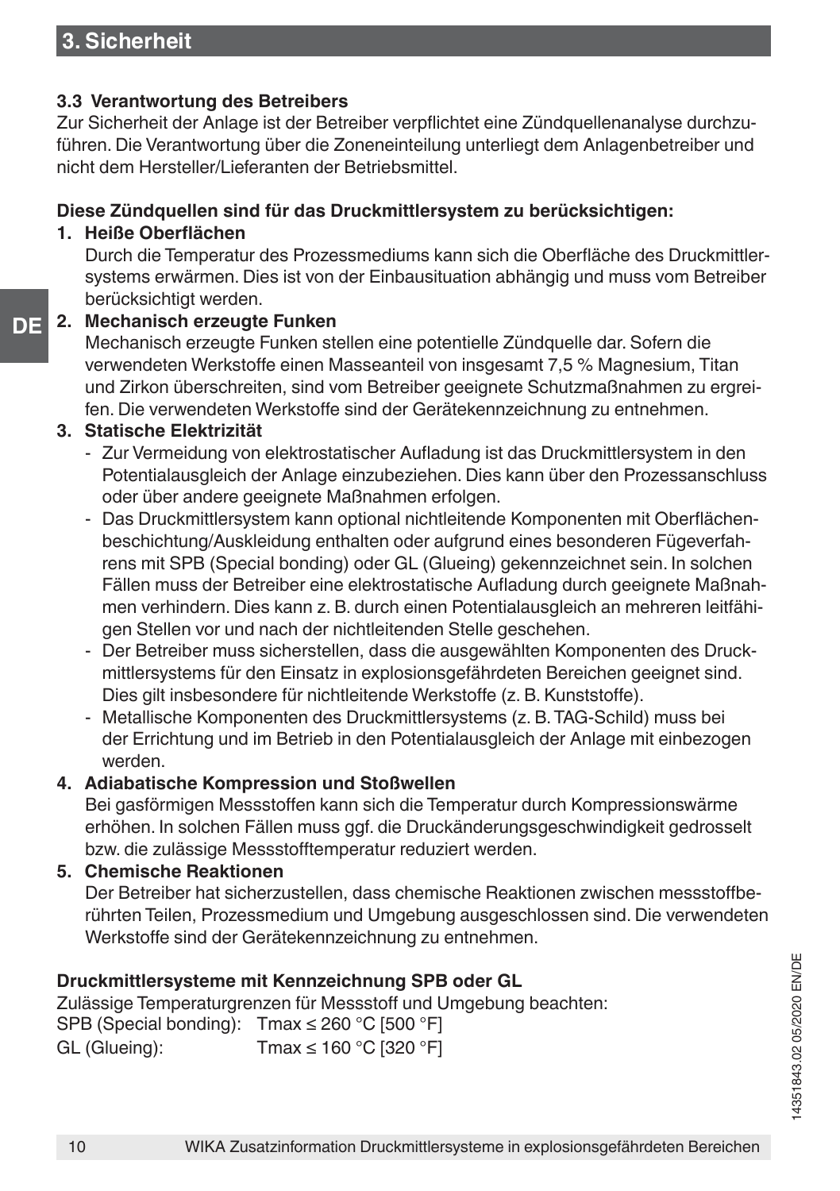## 3. Sicherheit

### 3.3 Verantwortung des Betreibers

Zur Sicherheit der Anlage ist der Betreiber verpflichtet eine Zündquellenanalyse durchzuführen. Die Verantwortung über die Zoneneinteilung unterliegt dem Anlagenbetreiber und nicht dem Hersteller/Lieferanten der Betriebsmittel.

**Diese Zündquellen sind für das Druckmittlersystem zu berücksichtigen:**

1. **Heiße Oberflächen**
   Durch die Temperatur des Prozessmediums kann sich die Oberfläche des Druckmittlersystems erwärmen. Dies ist von der Einbausituation abhängig und muss vom Betreiber berücksichtigt werden.
2. **Mechanisch erzeugte Funken**
   Mechanisch erzeugte Funken stellen eine potentielle Zündquelle dar. Sofern die verwendeten Werkstoffe einen Masseanteil von insgesamt 7,5 % Magnesium, Titan und Zirkon überschreiten, sind vom Betreiber geeignete Schutzmaßnahmen zu ergreifen. Die verwendeten Werkstoffe sind der Gerätekennzeichnung zu entnehmen.
3. **Statische Elektrizität**
   - Zur Vermeidung von elektrostatischer Aufladung ist das Druckmittlersystem in den Potentialausgleich der Anlage einzubeziehen. Dies kann über den Prozessanschluss oder über andere geeignete Maßnahmen erfolgen.
   - Das Druckmittlersystem kann optional nichtleitende Komponenten mit Oberflächenbeschichtung/Auskleidung enthalten oder aufgrund eines besonderen Fügeverfahrens mit SPB (Special bonding) oder GL (Glueing) gekennzeichnet sein. In solchen Fällen muss der Betreiber eine elektrostatische Aufladung durch geeignete Maßnahmen verhindern. Dies kann z. B. durch einen Potentialausgleich an mehreren leitfähigen Stellen vor und nach der nichtleitenden Stelle geschehen.
   - Der Betreiber muss sicherstellen, dass die ausgewählten Komponenten des Druckmittlersystems für den Einsatz in explosionsgefährdeten Bereichen geeignet sind. Dies gilt insbesondere für nichtleitende Werkstoffe (z. B. Kunststoffe).
   - Metallische Komponenten des Druckmittlersystems (z. B. TAG-Schild) muss bei der Errichtung und im Betrieb in den Potentialausgleich der Anlage mit einbezogen werden.
4. **Adiabatische Kompression und Stoßwellen**
   Bei gasförmigen Messstoffen kann sich die Temperatur durch Kompressionswärme erhöhen. In solchen Fällen muss ggf. die Druckänderungsgeschwindigkeit gedrosselt bzw. die zulässige Messstofftemperatur reduziert werden.
5. **Chemische Reaktionen**
   Der Betreiber hat sicherzustellen, dass chemische Reaktionen zwischen messstoffberührten Teilen, Prozessmedium und Umgebung ausgeschlossen sind. Die verwendeten Werkstoffe sind der Gerätekennzeichnung zu entnehmen.

**Druckmittlersysteme mit Kennzeichnung SPB oder GL**

Zulässige Temperaturgrenzen für Messstoff und Umgebung beachten:

SPB (Special bonding): Tmax ≤ 260 °C [500 °F]
GL (Glueing): Tmax ≤ 160 °C [320 °F]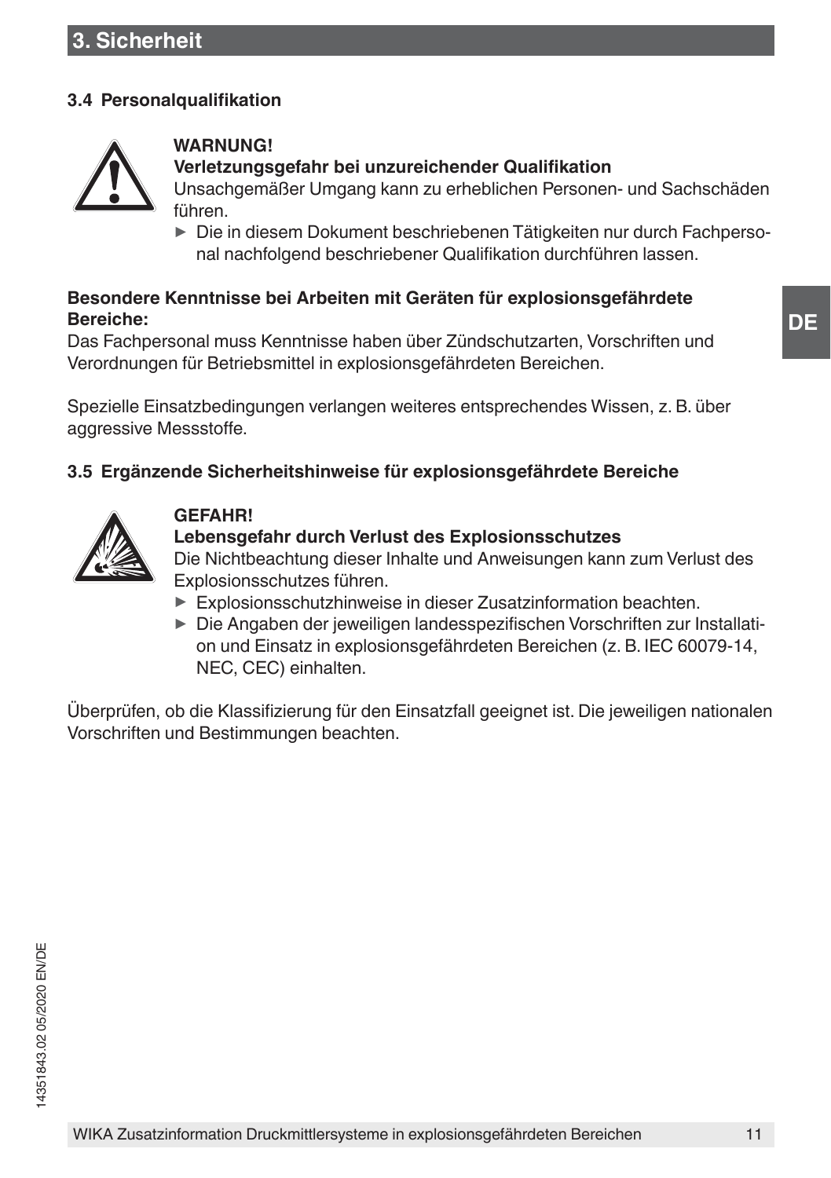## 3.4 Personalqualifikation

**WARNUNG!**

**Verletzungsgefahr bei unzureichender Qualifikation**

Unsachgemäßer Umgang kann zu erheblichen Personen- und Sachschäden führen.

- Die in diesem Dokument beschriebenen Tätigkeiten nur durch Fachpersonal nachfolgend beschriebener Qualifikation durchführen lassen.

**Besondere Kenntnisse bei Arbeiten mit Geräten für explosionsgefährdete Bereiche:**

Das Fachpersonal muss Kenntnisse haben über Zündschutzarten, Vorschriften und Verordnungen für Betriebsmittel in explosionsgefährdeten Bereichen.

Spezielle Einsatzbedingungen verlangen weiteres entsprechendes Wissen, z. B. über aggressive Messstoffe.

## 3.5 Ergänzende Sicherheitshinweise für explosionsgefährdete Bereiche

**GEFAHR!**

**Lebensgefahr durch Verlust des Explosionsschutzes**

Die Nichtbeachtung dieser Inhalte und Anweisungen kann zum Verlust des Explosionsschutzes führen.

- Explosionsschutzhinweise in dieser Zusatzinformation beachten.
- Die Angaben der jeweiligen landesspezifischen Vorschriften zur Installation und Einsatz in explosionsgefährdeten Bereichen (z. B. IEC 60079-14, NEC, CEC) einhalten.

Überprüfen, ob die Klassifizierung für den Einsatzfall geeignet ist. Die jeweiligen nationalen Vorschriften und Bestimmungen beachten.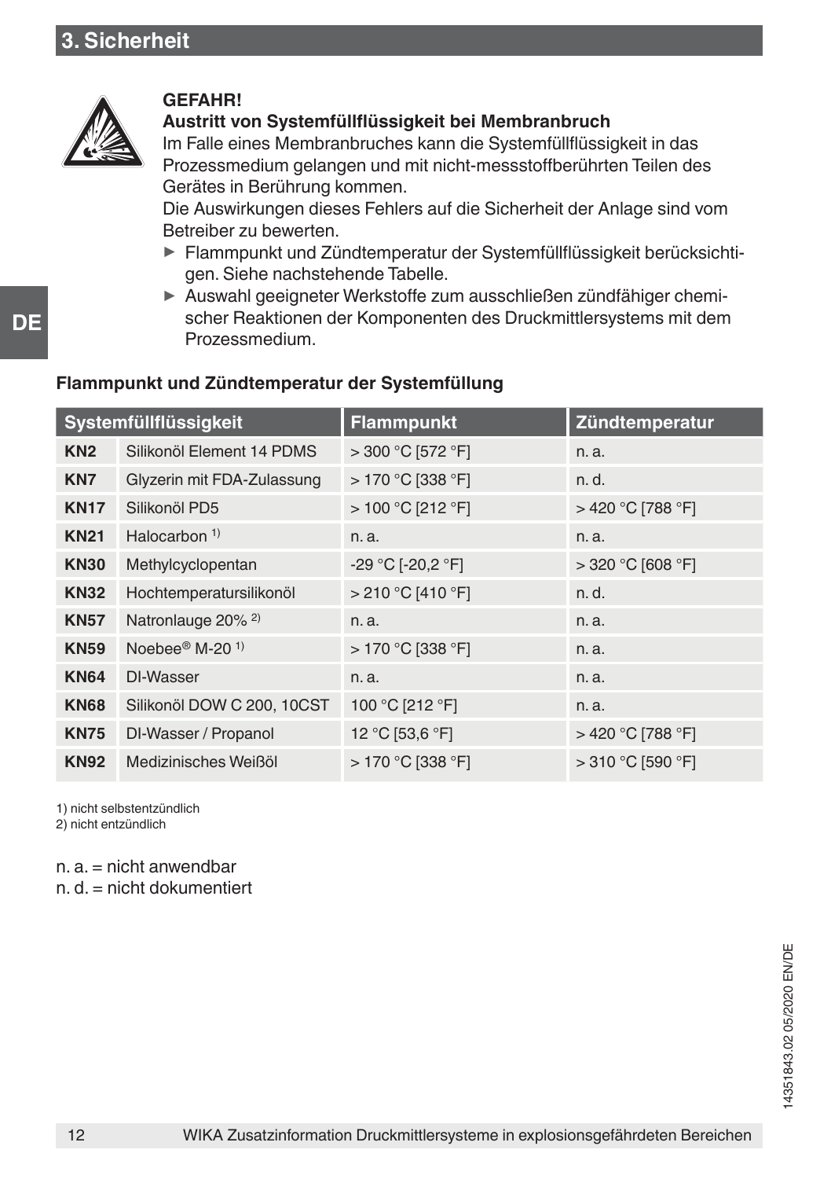## 3. Sicherheit

**GEFAHR!**
**Austritt von Systemfüllflüssigkeit bei Membranbruch**
Im Falle eines Membranbruches kann die Systemfüllflüssigkeit in das Prozessmedium gelangen und mit nicht-messstoffberührten Teilen des Gerätes in Berührung kommen.
Die Auswirkungen dieses Fehlers auf die Sicherheit der Anlage sind vom Betreiber zu bewerten.

- ▶ Flammpunkt und Zündtemperatur der Systemfüllflüssigkeit berücksichtigen. Siehe nachstehende Tabelle.
- ▶ Auswahl geeigneter Werkstoffe zum ausschließen zündfähiger chemischer Reaktionen der Komponenten des Druckmittlersystems mit dem Prozessmedium.

**Flammpunkt und Zündtemperatur der Systemfüllung**

| Systemfüllflüssigkeit | | Flammpunkt | Zündtemperatur |
|---|---|---|---|
| **KN2** | Silikonöl Element 14 PDMS | > 300 °C [572 °F] | n. a. |
| **KN7** | Glyzerin mit FDA-Zulassung | > 170 °C [338 °F] | n. d. |
| **KN17** | Silikonöl PD5 | > 100 °C [212 °F] | > 420 °C [788 °F] |
| **KN21** | Halocarbon 1) | n. a. | n. a. |
| **KN30** | Methylcyclopentan | -29 °C [-20,2 °F] | > 320 °C [608 °F] |
| **KN32** | Hochtemperatursilikonöl | > 210 °C [410 °F] | n. d. |
| **KN57** | Natronlauge 20% 2) | n. a. | n. a. |
| **KN59** | Noebee® M-20 1) | > 170 °C [338 °F] | n. a. |
| **KN64** | DI-Wasser | n. a. | n. a. |
| **KN68** | Silikonöl DOW C 200, 10CST | 100 °C [212 °F] | n. a. |
| **KN75** | DI-Wasser / Propanol | 12 °C [53,6 °F] | > 420 °C [788 °F] |
| **KN92** | Medizinisches Weißöl | > 170 °C [338 °F] | > 310 °C [590 °F] |

1) nicht selbstentzündlich
2) nicht entzündlich

n. a. = nicht anwendbar
n. d. = nicht dokumentiert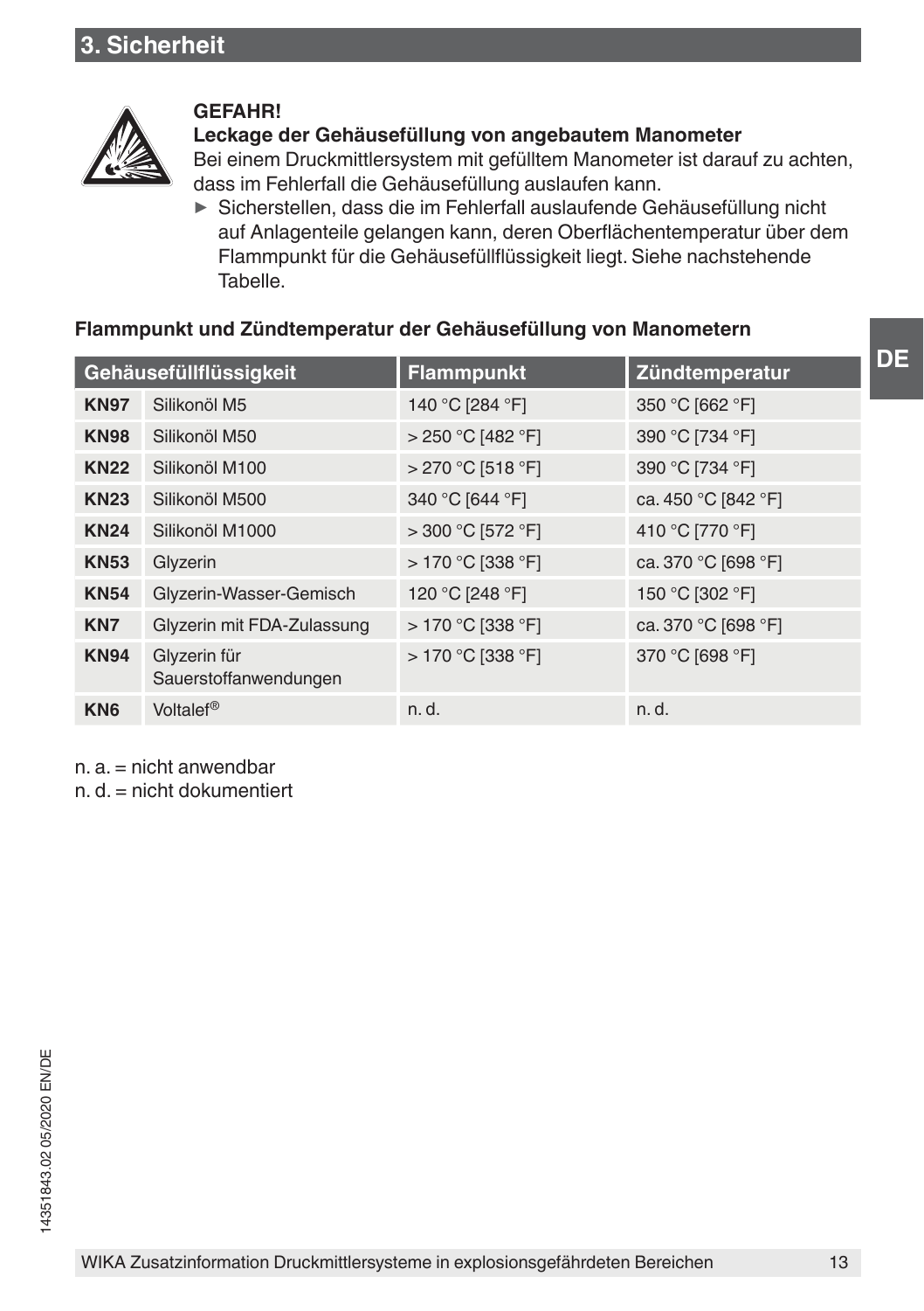## 3. Sicherheit

**GEFAHR!**

**Leckage der Gehäusefüllung von angebautem Manometer**

Bei einem Druckmittlersystem mit gefülltem Manometer ist darauf zu achten, dass im Fehlerfall die Gehäusefüllung auslaufen kann.

► Sicherstellen, dass die im Fehlerfall auslaufende Gehäusefüllung nicht auf Anlagenteile gelangen kann, deren Oberflächentemperatur über dem Flammpunkt für die Gehäusefüllflüssigkeit liegt. Siehe nachstehende Tabelle.

**Flammpunkt und Zündtemperatur der Gehäusefüllung von Manometern**

| Gehäusefüllflüssigkeit | | Flammpunkt | Zündtemperatur |
|---|---|---|---|
| **KN97** | Silikonöl M5 | 140 °C [284 °F] | 350 °C [662 °F] |
| **KN98** | Silikonöl M50 | > 250 °C [482 °F] | 390 °C [734 °F] |
| **KN22** | Silikonöl M100 | > 270 °C [518 °F] | 390 °C [734 °F] |
| **KN23** | Silikonöl M500 | 340 °C [644 °F] | ca. 450 °C [842 °F] |
| **KN24** | Silikonöl M1000 | > 300 °C [572 °F] | 410 °C [770 °F] |
| **KN53** | Glyzerin | > 170 °C [338 °F] | ca. 370 °C [698 °F] |
| **KN54** | Glyzerin-Wasser-Gemisch | 120 °C [248 °F] | 150 °C [302 °F] |
| **KN7** | Glyzerin mit FDA-Zulassung | > 170 °C [338 °F] | ca. 370 °C [698 °F] |
| **KN94** | Glyzerin für Sauerstoffanwendungen | > 170 °C [338 °F] | 370 °C [698 °F] |
| **KN6** | Voltalef® | n. d. | n. d. |

n. a. = nicht anwendbar
n. d. = nicht dokumentiert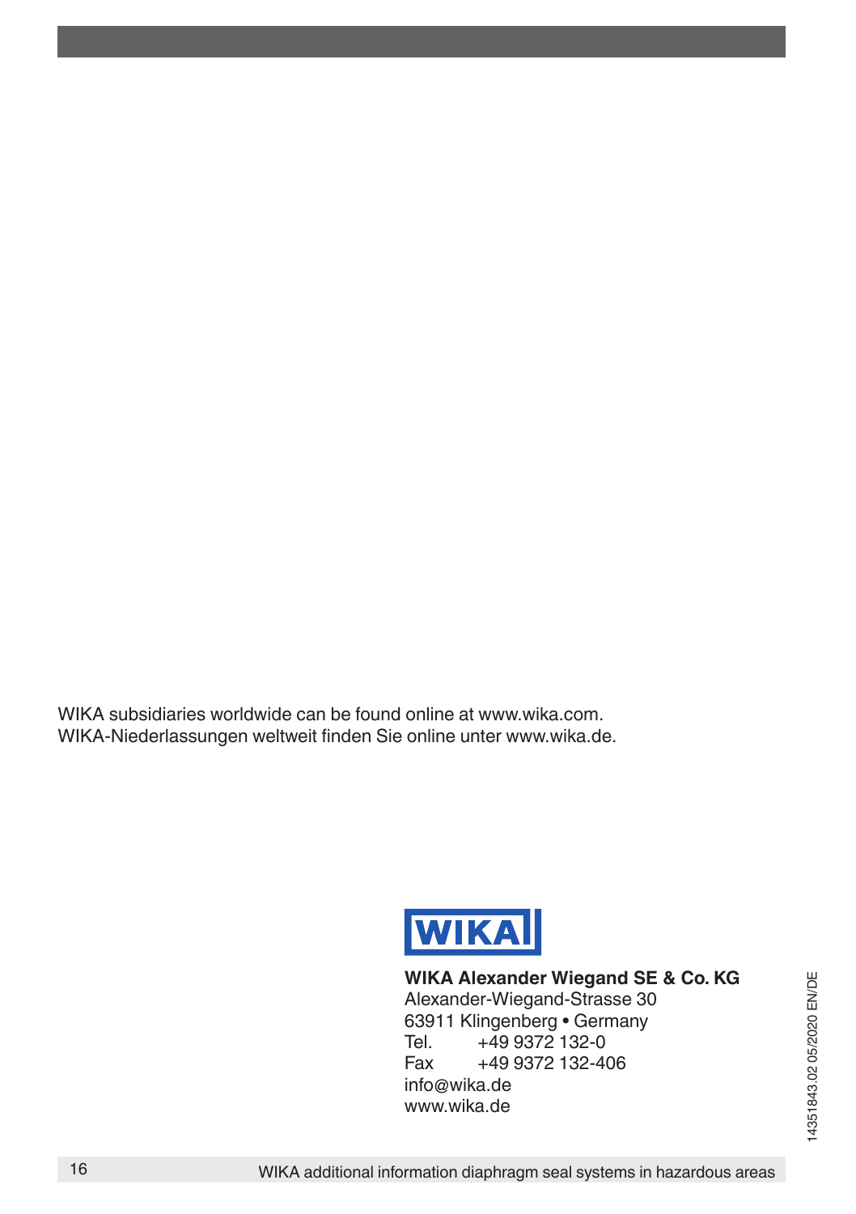WIKA subsidiaries worldwide can be found online at www.wika.com.
WIKA-Niederlassungen weltweit finden Sie online unter www.wika.de.

WIKA

**WIKA Alexander Wiegand SE & Co. KG**
Alexander-Wiegand-Strasse 30
63911 Klingenberg • Germany
Tel. +49 9372 132-0
Fax +49 9372 132-406
info@wika.de
www.wika.de

14351843.02 05/2020 EN/DE